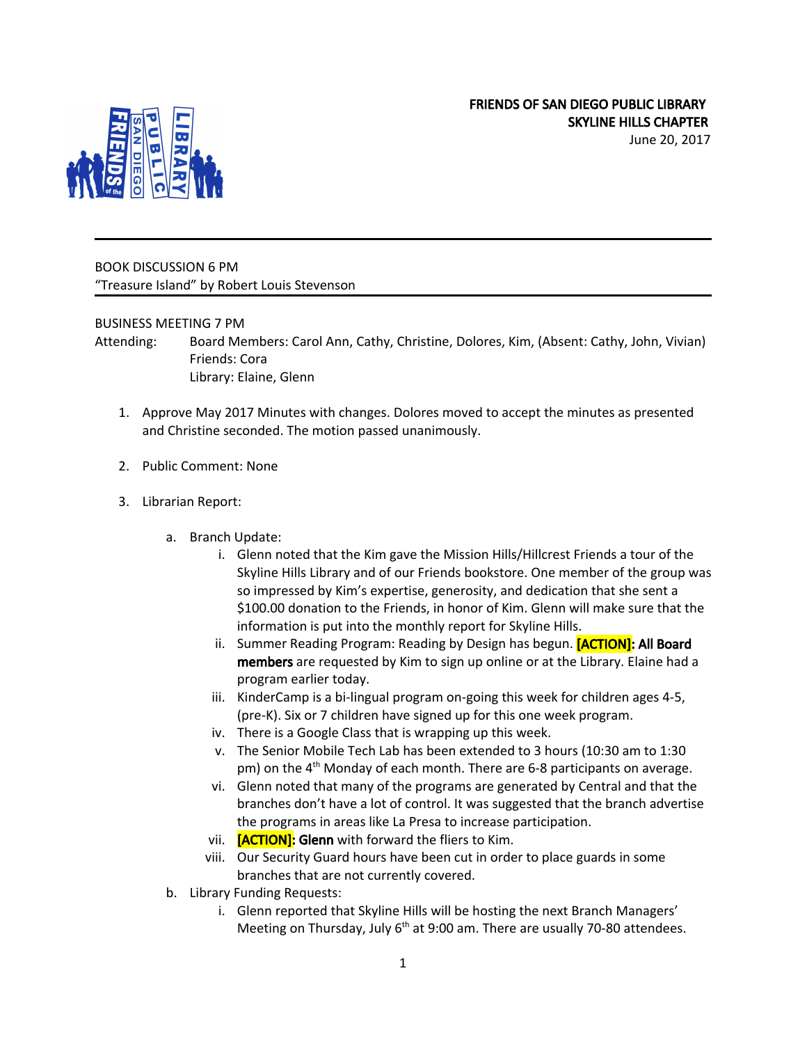**FRIENDS OF SAN DIEGO PUBLIC LIBRARY**
**SKYLINE HILLS CHAPTER**
June 20, 2017

---

BOOK DISCUSSION 6 PM
"Treasure Island" by Robert Louis Stevenson

---

BUSINESS MEETING 7 PM

Attending: Board Members: Carol Ann, Cathy, Christine, Dolores, Kim, (Absent: Cathy, John, Vivian)
Friends: Cora
Library: Elaine, Glenn

1. Approve May 2017 Minutes with changes. Dolores moved to accept the minutes as presented and Christine seconded. The motion passed unanimously.

2. Public Comment: None

3. Librarian Report:

   a. Branch Update:
      i. Glenn noted that the Kim gave the Mission Hills/Hillcrest Friends a tour of the Skyline Hills Library and of our Friends bookstore. One member of the group was so impressed by Kim's expertise, generosity, and dedication that she sent a $100.00 donation to the Friends, in honor of Kim. Glenn will make sure that the information is put into the monthly report for Skyline Hills.
      ii. Summer Reading Program: Reading by Design has begun. **[ACTION]: All Board members** are requested by Kim to sign up online or at the Library. Elaine had a program earlier today.
      iii. KinderCamp is a bi-lingual program on-going this week for children ages 4-5, (pre-K). Six or 7 children have signed up for this one week program.
      iv. There is a Google Class that is wrapping up this week.
      v. The Senior Mobile Tech Lab has been extended to 3 hours (10:30 am to 1:30 pm) on the 4th Monday of each month. There are 6-8 participants on average.
      vi. Glenn noted that many of the programs are generated by Central and that the branches don't have a lot of control. It was suggested that the branch advertise the programs in areas like La Presa to increase participation.
      vii. **[ACTION]: Glenn** with forward the fliers to Kim.
      viii. Our Security Guard hours have been cut in order to place guards in some branches that are not currently covered.

   b. Library Funding Requests:
      i. Glenn reported that Skyline Hills will be hosting the next Branch Managers' Meeting on Thursday, July 6th at 9:00 am. There are usually 70-80 attendees.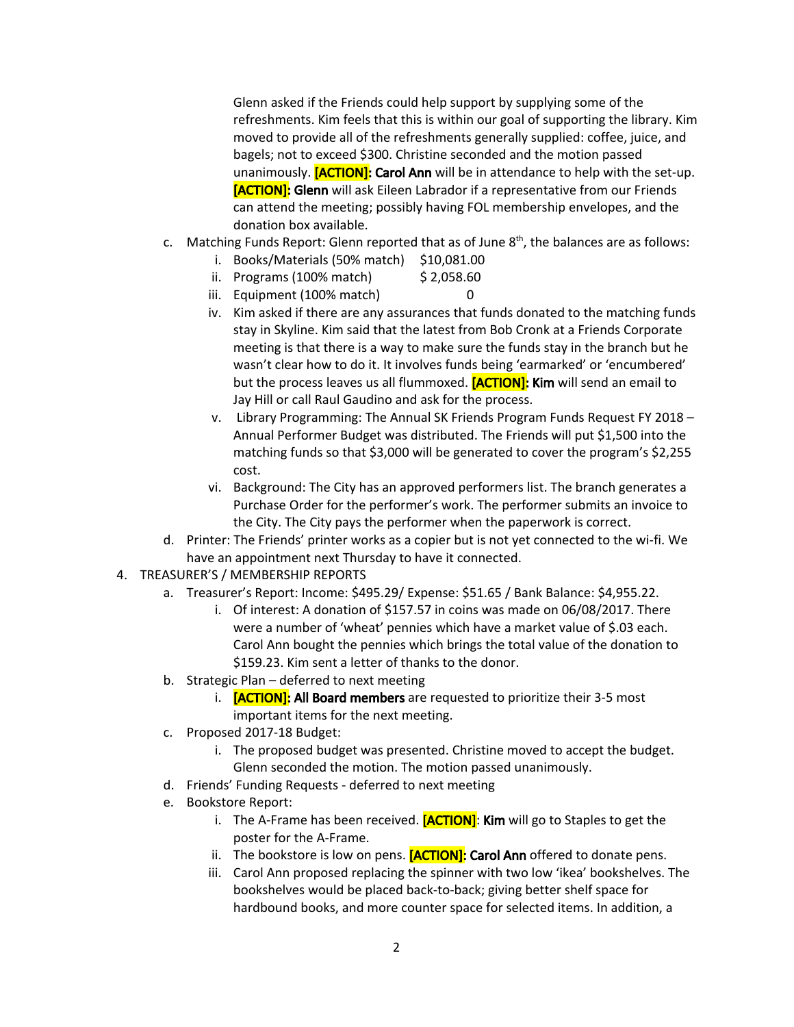Glenn asked if the Friends could help support by supplying some of the refreshments. Kim feels that this is within our goal of supporting the library. Kim moved to provide all of the refreshments generally supplied: coffee, juice, and bagels; not to exceed $300. Christine seconded and the motion passed unanimously. **[ACTION]: Carol Ann** will be in attendance to help with the set-up. **[ACTION]: Glenn** will ask Eileen Labrador if a representative from our Friends can attend the meeting; possibly having FOL membership envelopes, and the donation box available.

c. Matching Funds Report: Glenn reported that as of June 8th, the balances are as follows:
   i. Books/Materials (50% match) $10,081.00
   ii. Programs (100% match) $ 2,058.60
   iii. Equipment (100% match) 0
   iv. Kim asked if there are any assurances that funds donated to the matching funds stay in Skyline. Kim said that the latest from Bob Cronk at a Friends Corporate meeting is that there is a way to make sure the funds stay in the branch but he wasn't clear how to do it. It involves funds being 'earmarked' or 'encumbered' but the process leaves us all flummoxed. **[ACTION]: Kim** will send an email to Jay Hill or call Raul Gaudino and ask for the process.
   v. Library Programming: The Annual SK Friends Program Funds Request FY 2018 – Annual Performer Budget was distributed. The Friends will put $1,500 into the matching funds so that $3,000 will be generated to cover the program's $2,255 cost.
   vi. Background: The City has an approved performers list. The branch generates a Purchase Order for the performer's work. The performer submits an invoice to the City. The City pays the performer when the paperwork is correct.

d. Printer: The Friends' printer works as a copier but is not yet connected to the wi-fi. We have an appointment next Thursday to have it connected.

4. TREASURER'S / MEMBERSHIP REPORTS
   a. Treasurer's Report: Income: $495.29/ Expense: $51.65 / Bank Balance: $4,955.22.
      i. Of interest: A donation of $157.57 in coins was made on 06/08/2017. There were a number of 'wheat' pennies which have a market value of $.03 each. Carol Ann bought the pennies which brings the total value of the donation to $159.23. Kim sent a letter of thanks to the donor.
   b. Strategic Plan – deferred to next meeting
      i. **[ACTION]: All Board members** are requested to prioritize their 3-5 most important items for the next meeting.
   c. Proposed 2017-18 Budget:
      i. The proposed budget was presented. Christine moved to accept the budget. Glenn seconded the motion. The motion passed unanimously.
   d. Friends' Funding Requests - deferred to next meeting
   e. Bookstore Report:
      i. The A-Frame has been received. **[ACTION]**: **Kim** will go to Staples to get the poster for the A-Frame.
      ii. The bookstore is low on pens. **[ACTION]: Carol Ann** offered to donate pens.
      iii. Carol Ann proposed replacing the spinner with two low 'ikea' bookshelves. The bookshelves would be placed back-to-back; giving better shelf space for hardbound books, and more counter space for selected items. In addition, a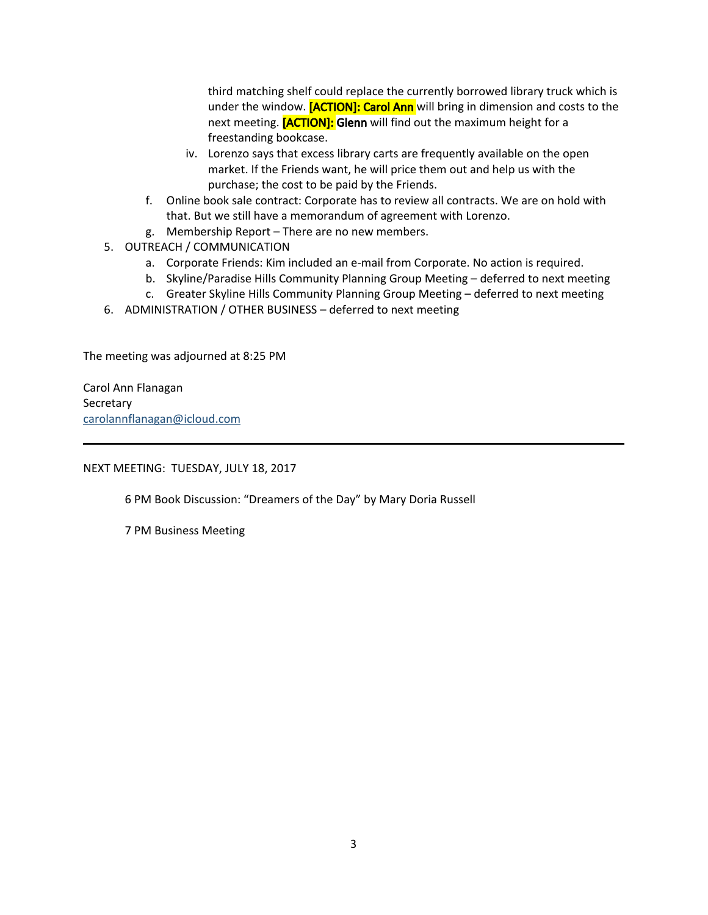third matching shelf could replace the currently borrowed library truck which is under the window. **[ACTION]: Carol Ann** will bring in dimension and costs to the next meeting. **[ACTION]: Glenn** will find out the maximum height for a freestanding bookcase.

   iv. Lorenzo says that excess library carts are frequently available on the open market. If the Friends want, he will price them out and help us with the purchase; the cost to be paid by the Friends.

   f. Online book sale contract: Corporate has to review all contracts. We are on hold with that. But we still have a memorandum of agreement with Lorenzo.
   g. Membership Report – There are no new members.

5. OUTREACH / COMMUNICATION
   a. Corporate Friends: Kim included an e-mail from Corporate. No action is required.
   b. Skyline/Paradise Hills Community Planning Group Meeting – deferred to next meeting
   c. Greater Skyline Hills Community Planning Group Meeting – deferred to next meeting
6. ADMINISTRATION / OTHER BUSINESS – deferred to next meeting

The meeting was adjourned at 8:25 PM

Carol Ann Flanagan
Secretary
carolannflanagan@icloud.com

---

NEXT MEETING: TUESDAY, JULY 18, 2017

6 PM Book Discussion: "Dreamers of the Day" by Mary Doria Russell

7 PM Business Meeting